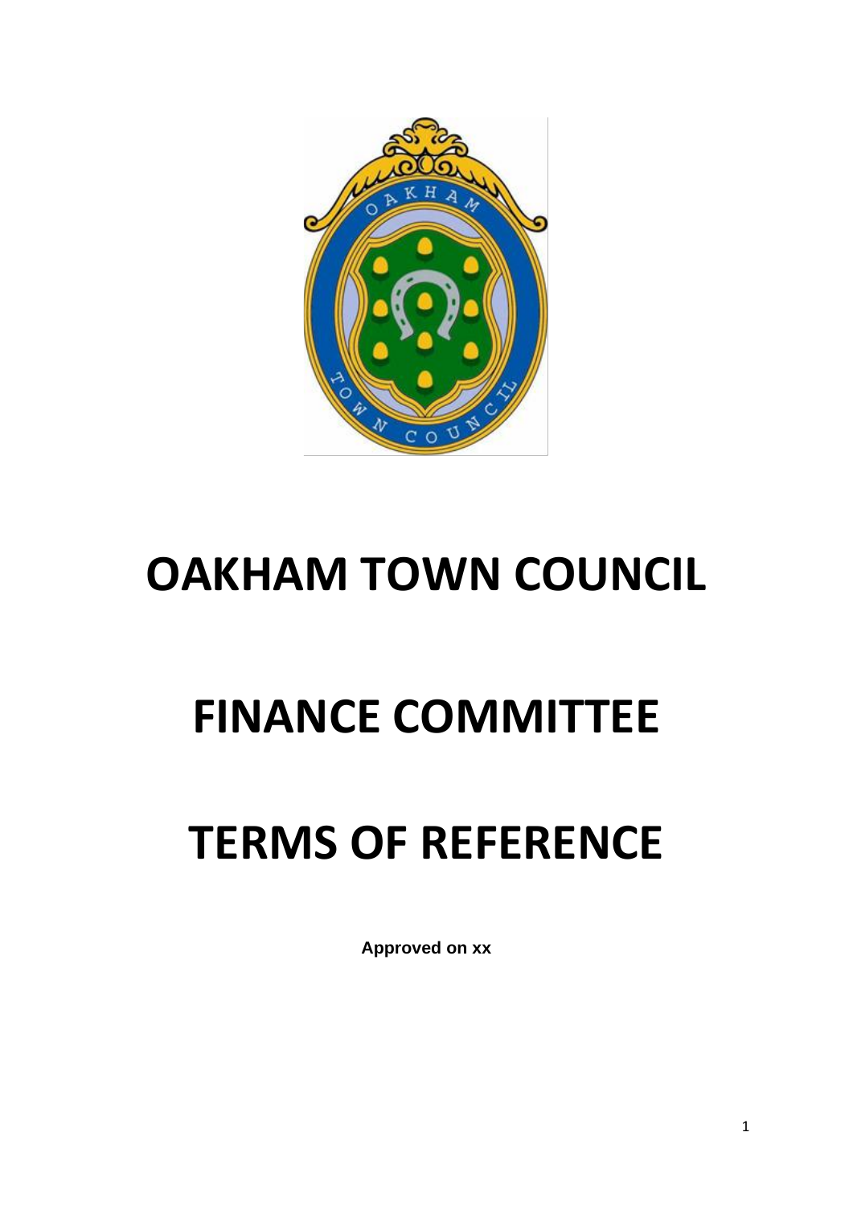# OAKHAM TOWN COUNCIL

# FINANCE COMMITTEE

# TERMS OF REFERENCE

**Approved on xx**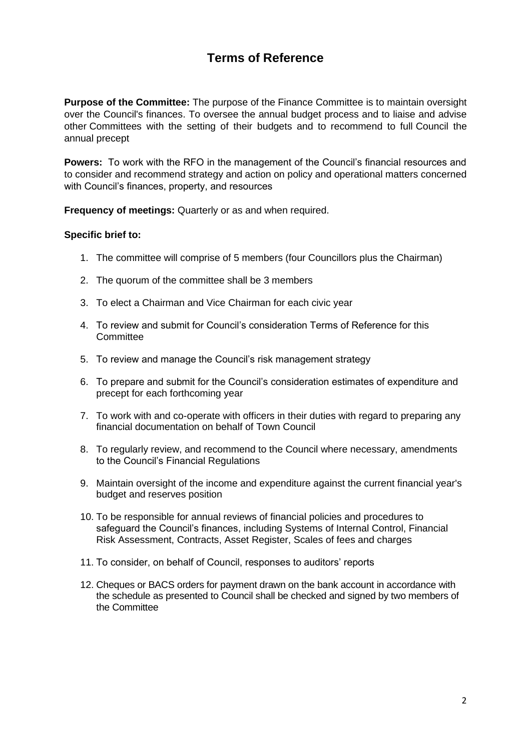# Terms of Reference

**Purpose of the Committee:** The purpose of the Finance Committee is to maintain oversight over the Council's finances. To oversee the annual budget process and to liaise and advise other Committees with the setting of their budgets and to recommend to full Council the annual precept

**Powers:** To work with the RFO in the management of the Council's financial resources and to consider and recommend strategy and action on policy and operational matters concerned with Council's finances, property, and resources

**Frequency of meetings:** Quarterly or as and when required.

**Specific brief to:**

1. The committee will comprise of 5 members (four Councillors plus the Chairman)
2. The quorum of the committee shall be 3 members
3. To elect a Chairman and Vice Chairman for each civic year
4. To review and submit for Council's consideration Terms of Reference for this Committee
5. To review and manage the Council's risk management strategy
6. To prepare and submit for the Council's consideration estimates of expenditure and precept for each forthcoming year
7. To work with and co-operate with officers in their duties with regard to preparing any financial documentation on behalf of Town Council
8. To regularly review, and recommend to the Council where necessary, amendments to the Council's Financial Regulations
9. Maintain oversight of the income and expenditure against the current financial year's budget and reserves position
10. To be responsible for annual reviews of financial policies and procedures to safeguard the Council's finances, including Systems of Internal Control, Financial Risk Assessment, Contracts, Asset Register, Scales of fees and charges
11. To consider, on behalf of Council, responses to auditors' reports
12. Cheques or BACS orders for payment drawn on the bank account in accordance with the schedule as presented to Council shall be checked and signed by two members of the Committee